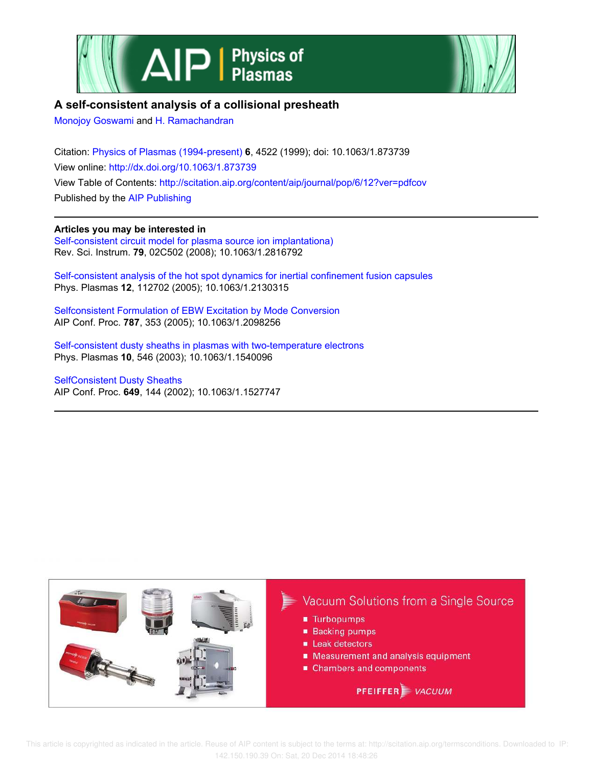# A self-consistent analysis of a collisional presheath

Monojoy Goswami and H. Ramachandran

Citation: Physics of Plasmas (1994-present) **6**, 4522 (1999); doi: 10.1063/1.873739

View online: http://dx.doi.org/10.1063/1.873739

View Table of Contents: http://scitation.aip.org/content/aip/journal/pop/6/12?ver=pdfcov

Published by the AIP Publishing

**Articles you may be interested in**

Self-consistent circuit model for plasma source ion implantationa)
Rev. Sci. Instrum. **79**, 02C502 (2008); 10.1063/1.2816792

Self-consistent analysis of the hot spot dynamics for inertial confinement fusion capsules
Phys. Plasmas **12**, 112702 (2005); 10.1063/1.2130315

Selfconsistent Formulation of EBW Excitation by Mode Conversion
AIP Conf. Proc. **787**, 353 (2005); 10.1063/1.2098256

Self-consistent dusty sheaths in plasmas with two-temperature electrons
Phys. Plasmas **10**, 546 (2003); 10.1063/1.1540096

SelfConsistent Dusty Sheaths
AIP Conf. Proc. **649**, 144 (2002); 10.1063/1.1527747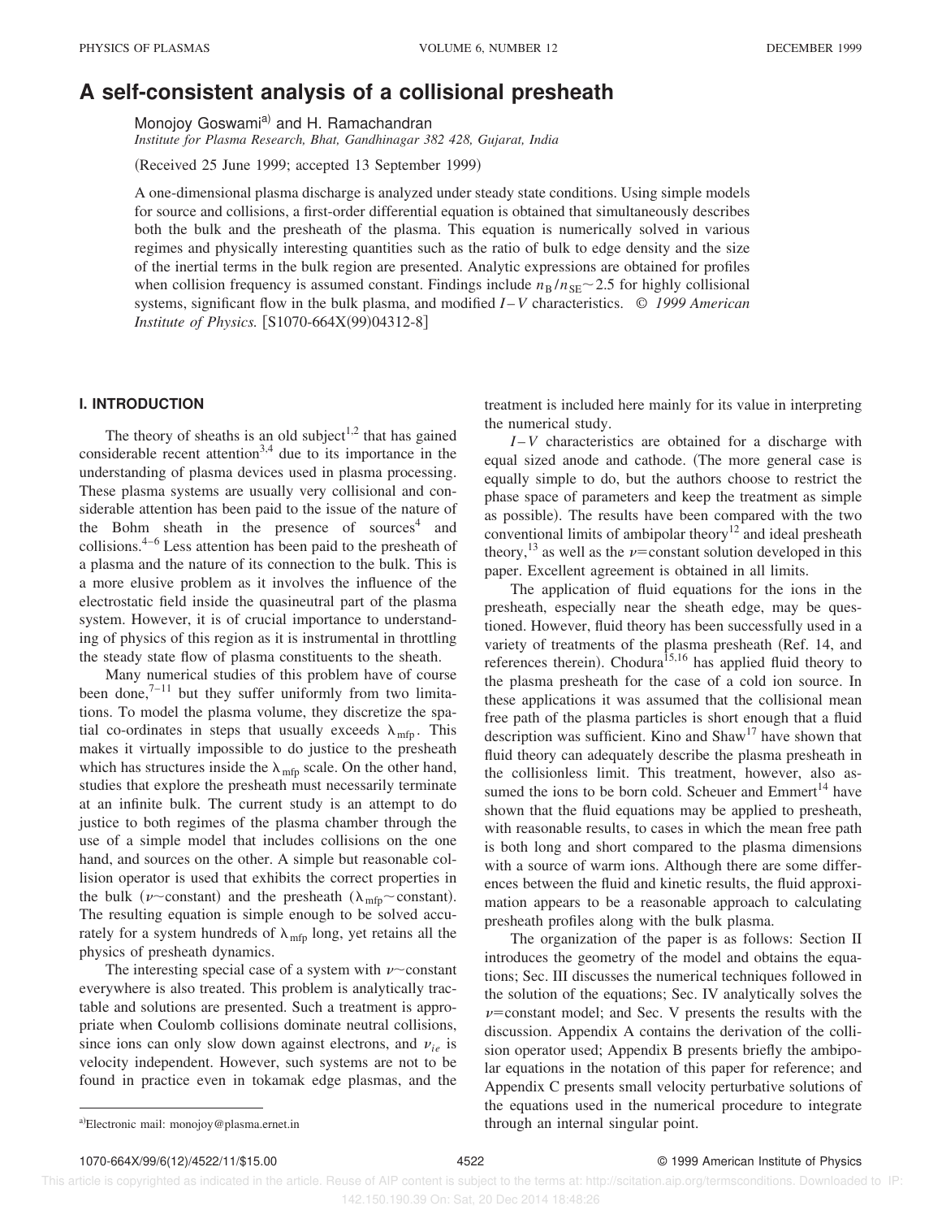# A self-consistent analysis of a collisional presheath

Monojoy Goswami[a] and H. Ramachandran

*Institute for Plasma Research, Bhat, Gandhinagar 382 428, Gujarat, India*

(Received 25 June 1999; accepted 13 September 1999)

A one-dimensional plasma discharge is analyzed under steady state conditions. Using simple models for source and collisions, a first-order differential equation is obtained that simultaneously describes both the bulk and the presheath of the plasma. This equation is numerically solved in various regimes and physically interesting quantities such as the ratio of bulk to edge density and the size of the inertial terms in the bulk region are presented. Analytic expressions are obtained for profiles when collision frequency is assumed constant. Findings include $n_B/n_{SE}\sim 2.5$ for highly collisional systems, significant flow in the bulk plasma, and modified $I-V$ characteristics. © *1999 American Institute of Physics.* [S1070-664X(99)04312-8]

## I. INTRODUCTION

The theory of sheaths is an old subject[1,2] that has gained considerable recent attention[3,4] due to its importance in the understanding of plasma devices used in plasma processing. These plasma systems are usually very collisional and considerable attention has been paid to the issue of the nature of the Bohm sheath in the presence of sources[4] and collisions.[4–6] Less attention has been paid to the presheath of a plasma and the nature of its connection to the bulk. This is a more elusive problem as it involves the influence of the electrostatic field inside the quasineutral part of the plasma system. However, it is of crucial importance to understanding of physics of this region as it is instrumental in throttling the steady state flow of plasma constituents to the sheath.

Many numerical studies of this problem have of course been done,[7–11] but they suffer uniformly from two limitations. To model the plasma volume, they discretize the spatial co-ordinates in steps that usually exceeds $\lambda_{\rm mfp}$. This makes it virtually impossible to do justice to the presheath which has structures inside the $\lambda_{\rm mfp}$ scale. On the other hand, studies that explore the presheath must necessarily terminate at an infinite bulk. The current study is an attempt to do justice to both regimes of the plasma chamber through the use of a simple model that includes collisions on the one hand, and sources on the other. A simple but reasonable collision operator is used that exhibits the correct properties in the bulk ($\nu\sim$constant) and the presheath ($\lambda_{\rm mfp}\sim$constant). The resulting equation is simple enough to be solved accurately for a system hundreds of $\lambda_{\rm mfp}$ long, yet retains all the physics of presheath dynamics.

The interesting special case of a system with $\nu\sim$constant everywhere is also treated. This problem is analytically tractable and solutions are presented. Such a treatment is appropriate when Coulomb collisions dominate neutral collisions, since ions can only slow down against electrons, and $\nu_{ie}$ is velocity independent. However, such systems are not to be found in practice even in tokamak edge plasmas, and the treatment is included here mainly for its value in interpreting the numerical study.

$I-V$ characteristics are obtained for a discharge with equal sized anode and cathode. (The more general case is equally simple to do, but the authors choose to restrict the phase space of parameters and keep the treatment as simple as possible). The results have been compared with the two conventional limits of ambipolar theory[12] and ideal presheath theory,[13] as well as the $\nu$=constant solution developed in this paper. Excellent agreement is obtained in all limits.

The application of fluid equations for the ions in the presheath, especially near the sheath edge, may be questioned. However, fluid theory has been successfully used in a variety of treatments of the plasma presheath (Ref. 14, and references therein). Chodura[15,16] has applied fluid theory to the plasma presheath for the case of a cold ion source. In these applications it was assumed that the collisional mean free path of the plasma particles is short enough that a fluid description was sufficient. Kino and Shaw[17] have shown that fluid theory can adequately describe the plasma presheath in the collisionless limit. This treatment, however, also assumed the ions to be born cold. Scheuer and Emmert[14] have shown that the fluid equations may be applied to presheath, with reasonable results, to cases in which the mean free path is both long and short compared to the plasma dimensions with a source of warm ions. Although there are some differences between the fluid and kinetic results, the fluid approximation appears to be a reasonable approach to calculating presheath profiles along with the bulk plasma.

The organization of the paper is as follows: Section II introduces the geometry of the model and obtains the equations; Sec. III discusses the numerical techniques followed in the solution of the equations; Sec. IV analytically solves the $\nu$=constant model; and Sec. V presents the results with the discussion. Appendix A contains the derivation of the collision operator used; Appendix B presents briefly the ambipolar equations in the notation of this paper for reference; and Appendix C presents small velocity perturbative solutions of the equations used in the numerical procedure to integrate through an internal singular point.

[a]Electronic mail: monojoy@plasma.ernet.in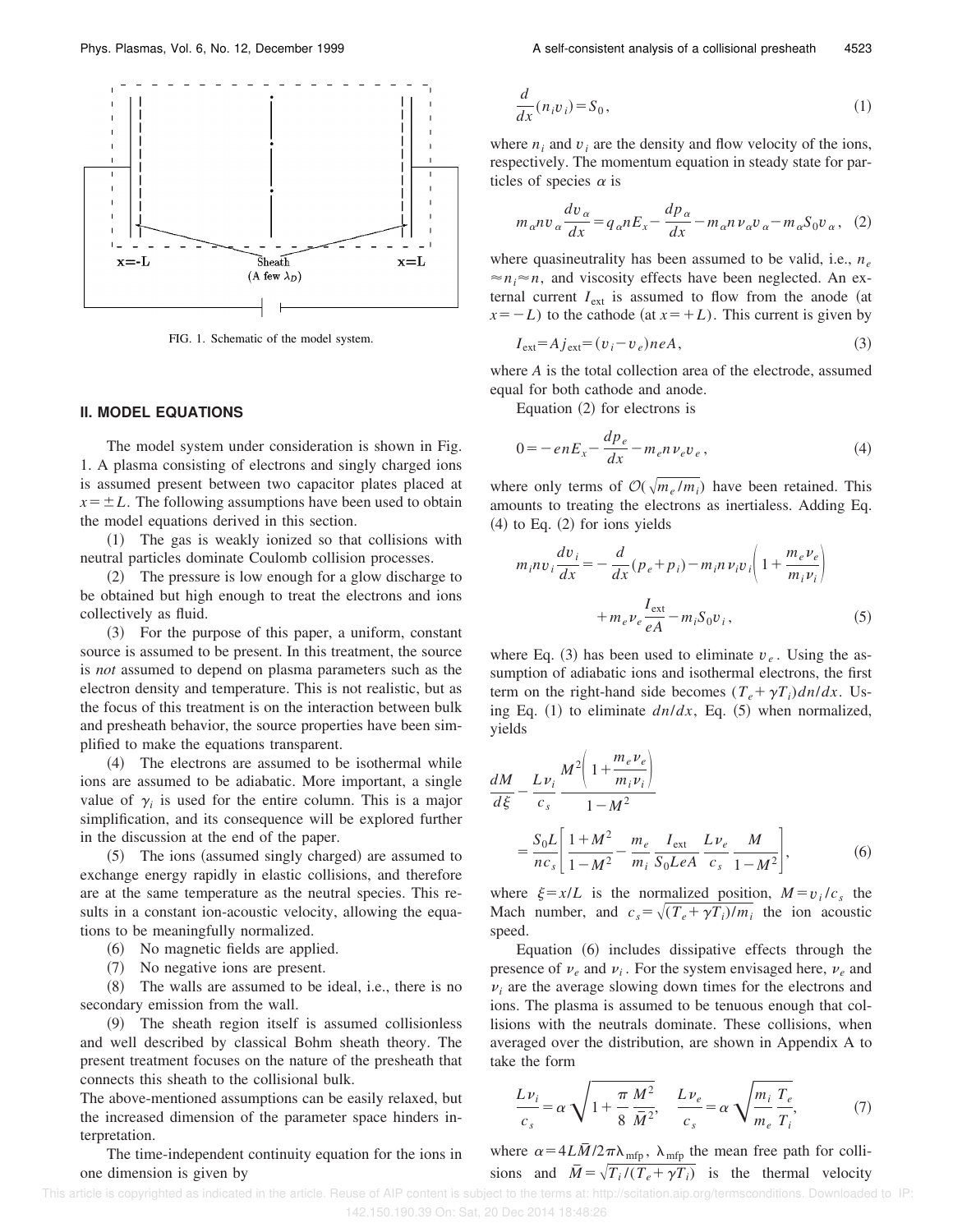FIG. 1. Schematic of the model system.

## II. MODEL EQUATIONS

The model system under consideration is shown in Fig. 1. A plasma consisting of electrons and singly charged ions is assumed present between two capacitor plates placed at $x = \pm L$. The following assumptions have been used to obtain the model equations derived in this section.

(1) The gas is weakly ionized so that collisions with neutral particles dominate Coulomb collision processes.

(2) The pressure is low enough for a glow discharge to be obtained but high enough to treat the electrons and ions collectively as fluid.

(3) For the purpose of this paper, a uniform, constant source is assumed to be present. In this treatment, the source is *not* assumed to depend on plasma parameters such as the electron density and temperature. This is not realistic, but as the focus of this treatment is on the interaction between bulk and presheath behavior, the source properties have been simplified to make the equations transparent.

(4) The electrons are assumed to be isothermal while ions are assumed to be adiabatic. More important, a single value of $\gamma_i$ is used for the entire column. This is a major simplification, and its consequence will be explored further in the discussion at the end of the paper.

(5) The ions (assumed singly charged) are assumed to exchange energy rapidly in elastic collisions, and therefore are at the same temperature as the neutral species. This results in a constant ion-acoustic velocity, allowing the equations to be meaningfully normalized.

(6) No magnetic fields are applied.

(7) No negative ions are present.

(8) The walls are assumed to be ideal, i.e., there is no secondary emission from the wall.

(9) The sheath region itself is assumed collisionless and well described by classical Bohm sheath theory. The present treatment focuses on the nature of the presheath that connects this sheath to the collisional bulk.

The above-mentioned assumptions can be easily relaxed, but the increased dimension of the parameter space hinders interpretation.

The time-independent continuity equation for the ions in one dimension is given by

$$\frac{d}{dx}(n_i v_i) = S_0, \tag{1}$$

where $n_i$ and $v_i$ are the density and flow velocity of the ions, respectively. The momentum equation in steady state for particles of species $\alpha$ is

$$m_\alpha n v_\alpha \frac{dv_\alpha}{dx} = q_\alpha n E_x - \frac{dp_\alpha}{dx} - m_\alpha n \nu_\alpha v_\alpha - m_\alpha S_0 v_\alpha, \tag{2}$$

where quasineutrality has been assumed to be valid, i.e., $n_e \approx n_i \approx n$, and viscosity effects have been neglected. An external current $I_{\text{ext}}$ is assumed to flow from the anode (at $x = -L$) to the cathode (at $x = +L$). This current is given by

$$I_{\text{ext}} = A j_{\text{ext}} = (v_i - v_e) neA, \tag{3}$$

where $A$ is the total collection area of the electrode, assumed equal for both cathode and anode.

Equation (2) for electrons is

$$0 = -enE_x - \frac{dp_e}{dx} - m_e n \nu_e v_e, \tag{4}$$

where only terms of $\mathcal{O}(\sqrt{m_e/m_i})$ have been retained. This amounts to treating the electrons as inertialess. Adding Eq. (4) to Eq. (2) for ions yields

$$m_i n v_i \frac{dv_i}{dx} = -\frac{d}{dx}(p_e + p_i) - m_i n \nu_i v_i \left(1 + \frac{m_e \nu_e}{m_i \nu_i}\right) + m_e \nu_e \frac{I_{\text{ext}}}{eA} - m_i S_0 v_i, \tag{5}$$

where Eq. (3) has been used to eliminate $v_e$. Using the assumption of adiabatic ions and isothermal electrons, the first term on the right-hand side becomes $(T_e + \gamma T_i) dn/dx$. Using Eq. (1) to eliminate $dn/dx$, Eq. (5) when normalized, yields

$$\frac{dM}{d\xi} - \frac{L\nu_i}{c_s} \frac{M^2\left(1 + \frac{m_e \nu_e}{m_i \nu_i}\right)}{1 - M^2} = \frac{S_0 L}{n c_s}\left[\frac{1 + M^2}{1 - M^2} - \frac{m_e}{m_i} \frac{I_{\text{ext}}}{S_0 LeA} \frac{L\nu_e}{c_s} \frac{M}{1 - M^2}\right], \tag{6}$$

where $\xi = x/L$ is the normalized position, $M = v_i/c_s$ the Mach number, and $c_s = \sqrt{(T_e + \gamma T_i)/m_i}$ the ion acoustic speed.

Equation (6) includes dissipative effects through the presence of $\nu_e$ and $\nu_i$. For the system envisaged here, $\nu_e$ and $\nu_i$ are the average slowing down times for the electrons and ions. The plasma is assumed to be tenuous enough that collisions with the neutrals dominate. These collisions, when averaged over the distribution, are shown in Appendix A to take the form

$$\frac{L\nu_i}{c_s} = \alpha \sqrt{1 + \frac{\pi}{8} \frac{M^2}{\bar{M}^2}}, \quad \frac{L\nu_e}{c_s} = \alpha \sqrt{\frac{m_i}{m_e} \frac{T_e}{T_i}}, \tag{7}$$

where $\alpha = 4L\bar{M}/2\pi\lambda_{\text{mfp}}$, $\lambda_{\text{mfp}}$ the mean free path for collisions and $\bar{M} = \sqrt{T_i/(T_e + \gamma T_i)}$ is the thermal velocity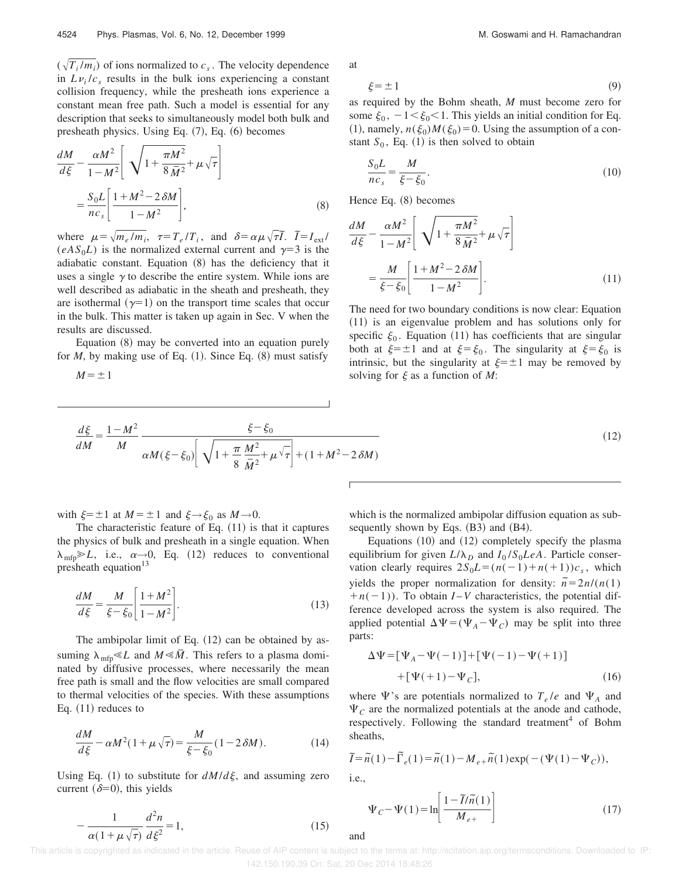($\sqrt{T_i/m_i}$) of ions normalized to $c_s$. The velocity dependence in $L\nu_i/c_s$ results in the bulk ions experiencing a constant collision frequency, while the presheath ions experience a constant mean free path. Such a model is essential for any description that seeks to simultaneously model both bulk and presheath physics. Using Eq. (7), Eq. (6) becomes

$$\frac{dM}{d\xi} - \frac{\alpha M^2}{1-M^2}\left[\sqrt{1+\frac{\pi M^2}{8\bar{M}^2}}+\mu\sqrt{\tau}\right] = \frac{S_0 L}{n c_s}\left[\frac{1+M^2-2\delta M}{1-M^2}\right], \tag{8}$$

where $\mu=\sqrt{m_e/m_i}$, $\tau=T_e/T_i$, and $\delta=\alpha\mu\sqrt{\tau}\tilde{I}$. $\tilde{I}=I_{\rm ext}/(eAS_0L)$ is the normalized external current and $\gamma=3$ is the adiabatic constant. Equation (8) has the deficiency that it uses a single $\gamma$ to describe the entire system. While ions are well described as adiabatic in the sheath and presheath, they are isothermal ($\gamma=1$) on the transport time scales that occur in the bulk. This matter is taken up again in Sec. V when the results are discussed.

Equation (8) may be converted into an equation purely for $M$, by making use of Eq. (1). Since Eq. (8) must satisfy

$$M=\pm 1$$

at

$$\xi=\pm 1 \tag{9}$$

as required by the Bohm sheath, $M$ must become zero for some $\xi_0$, $-1<\xi_0<1$. This yields an initial condition for Eq. (1), namely, $n(\xi_0)M(\xi_0)=0$. Using the assumption of a constant $S_0$, Eq. (1) is then solved to obtain

$$\frac{S_0 L}{n c_s}=\frac{M}{\xi-\xi_0}. \tag{10}$$

Hence Eq. (8) becomes

$$\frac{dM}{d\xi} - \frac{\alpha M^2}{1-M^2}\left[\sqrt{1+\frac{\pi M^2}{8\bar{M}^2}}+\mu\sqrt{\tau}\right] = \frac{M}{\xi-\xi_0}\left[\frac{1+M^2-2\delta M}{1-M^2}\right]. \tag{11}$$

The need for two boundary conditions is now clear: Equation (11) is an eigenvalue problem and has solutions only for specific $\xi_0$. Equation (11) has coefficients that are singular both at $\xi=\pm 1$ and at $\xi=\xi_0$. The singularity at $\xi=\xi_0$ is intrinsic, but the singularity at $\xi=\pm 1$ may be removed by solving for $\xi$ as a function of $M$:

$$\frac{d\xi}{dM}=\frac{1-M^2}{M}\,\frac{\xi-\xi_0}{\alpha M(\xi-\xi_0)\left[\sqrt{1+\frac{\pi}{8}\frac{M^2}{\bar{M}^2}}+\mu\sqrt{\tau}\right]+(1+M^2-2\delta M)} \tag{12}$$

with $\xi=\pm 1$ at $M=\pm 1$ and $\xi\to\xi_0$ as $M\to 0$.

The characteristic feature of Eq. (11) is that it captures the physics of bulk and presheath in a single equation. When $\lambda_{\rm mfp}\gg L$, i.e., $\alpha\to 0$, Eq. (12) reduces to conventional presheath equation[13]

$$\frac{dM}{d\xi}=\frac{M}{\xi-\xi_0}\left[\frac{1+M^2}{1-M^2}\right]. \tag{13}$$

The ambipolar limit of Eq. (12) can be obtained by assuming $\lambda_{\rm mfp}\ll L$ and $M\ll\bar{M}$. This refers to a plasma dominated by diffusive processes, where necessarily the mean free path is small and the flow velocities are small compared to thermal velocities of the species. With these assumptions Eq. (11) reduces to

$$\frac{dM}{d\xi}-\alpha M^2(1+\mu\sqrt{\tau})=\frac{M}{\xi-\xi_0}(1-2\delta M). \tag{14}$$

Using Eq. (1) to substitute for $dM/d\xi$, and assuming zero current ($\delta=0$), this yields

$$-\frac{1}{\alpha(1+\mu\sqrt{\tau})}\frac{d^2 n}{d\xi^2}=1, \tag{15}$$

which is the normalized ambipolar diffusion equation as subsequently shown by Eqs. (B3) and (B4).

Equations (10) and (12) completely specify the plasma equilibrium for given $L/\lambda_D$ and $I_0/S_0LeA$. Particle conservation clearly requires $2S_0L=(n(-1)+n(+1))c_s$, which yields the proper normalization for density: $\tilde{n}=2n/(n(1)+n(-1))$. To obtain $I$–$V$ characteristics, the potential difference developed across the system is also required. The applied potential $\Delta\Psi=(\Psi_A-\Psi_C)$ may be split into three parts:

$$\Delta\Psi=[\Psi_A-\Psi(-1)]+[\Psi(-1)-\Psi(+1)]+[\Psi(+1)-\Psi_C], \tag{16}$$

where $\Psi$'s are potentials normalized to $T_e/e$ and $\Psi_A$ and $\Psi_C$ are the normalized potentials at the anode and cathode, respectively. Following the standard treatment[4] of Bohm sheaths,

$$\tilde{I}=\tilde{n}(1)-\tilde{\Gamma}_e(1)=\tilde{n}(1)-M_{e+}\tilde{n}(1)\exp(-(\Psi(1)-\Psi_C)),$$

i.e.,

$$\Psi_C-\Psi(1)=\ln\left[\frac{1-\tilde{I}/\tilde{n}(1)}{M_{e+}}\right] \tag{17}$$

and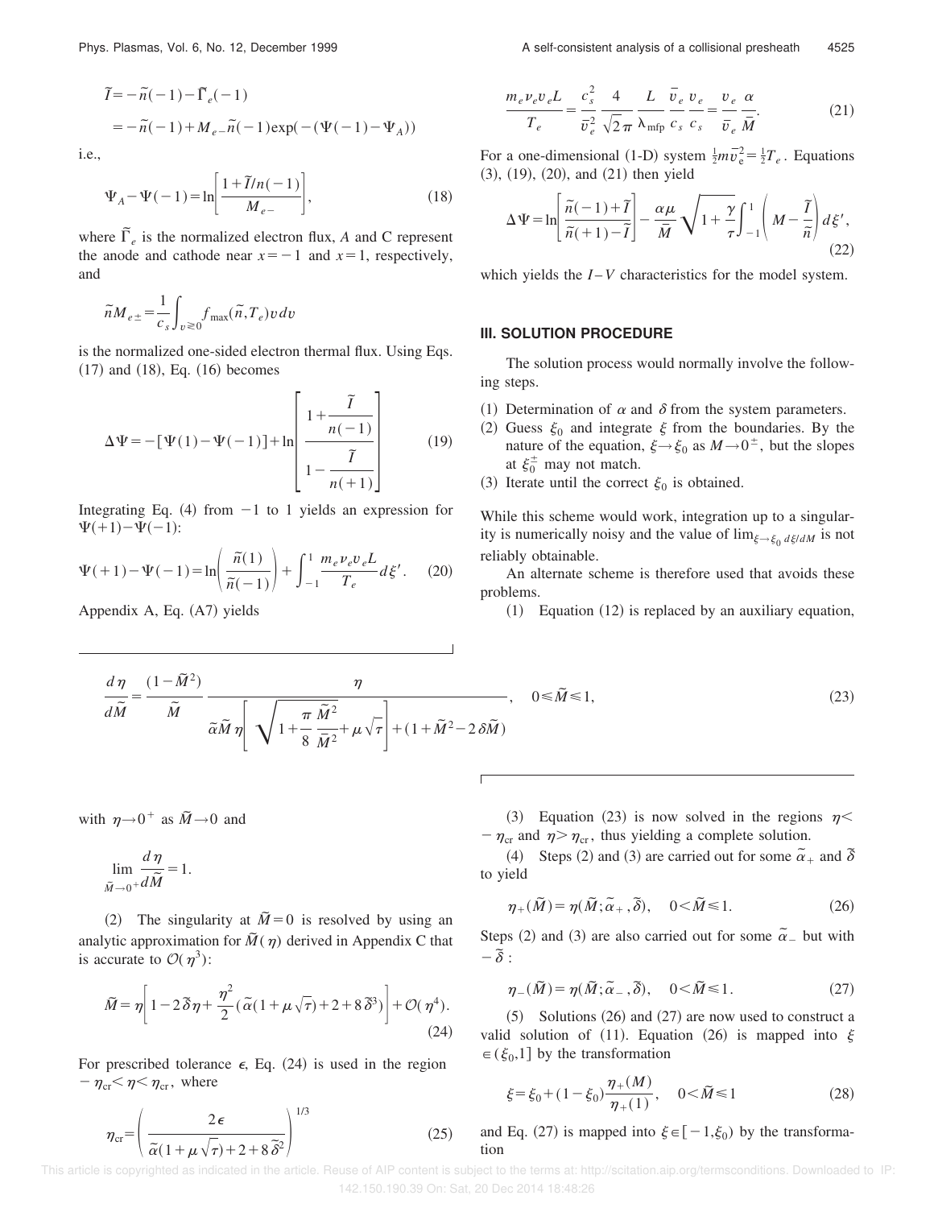$$\tilde{I} = -\tilde{n}(-1) - \tilde{\Gamma}_e(-1)$$

$$= -\tilde{n}(-1) + M_{e-}\tilde{n}(-1)\exp(-(\Psi(-1) - \Psi_A))$$

i.e.,

$$\Psi_A - \Psi(-1) = \ln\left[\frac{1 + \tilde{I}/n(-1)}{M_{e-}}\right], \tag{18}$$

where $\tilde{\Gamma}_e$ is the normalized electron flux, $A$ and C represent the anode and cathode near $x=-1$ and $x=1$, respectively, and

$$\tilde{n} M_{e\pm} = \frac{1}{c_s}\int_{v \gtrless 0} f_{\max}(\tilde{n}, T_e) v\, dv$$

is the normalized one-sided electron thermal flux. Using Eqs. (17) and (18), Eq. (16) becomes

$$\Delta\Psi = -[\Psi(1) - \Psi(-1)] + \ln\left[\frac{1 + \dfrac{\tilde{I}}{n(-1)}}{1 - \dfrac{\tilde{I}}{n(+1)}}\right] \tag{19}$$

Integrating Eq. (4) from $-1$ to 1 yields an expression for $\Psi(+1) - \Psi(-1)$:

$$\Psi(+1) - \Psi(-1) = \ln\left(\frac{\tilde{n}(1)}{\tilde{n}(-1)}\right) + \int_{-1}^{1} \frac{m_e \nu_e v_e L}{T_e} d\xi'. \tag{20}$$

Appendix A, Eq. (A7) yields

$$\frac{m_e \nu_e v_e L}{T_e} = \frac{c_s^2}{\bar{v}_e^2} \frac{4}{\sqrt{2\pi}} \frac{L}{\lambda_{\text{mfp}}} \frac{\bar{v}_e}{c_s} \frac{v_e}{c_s} = \frac{v_e}{\bar{v}_e} \frac{\alpha}{\bar{M}}. \tag{21}$$

For a one-dimensional (1-D) system $\frac{1}{2}m\bar{v}_e^2 = \frac{1}{2}T_e$. Equations (3), (19), (20), and (21) then yield

$$\Delta\Psi = \ln\left[\frac{\tilde{n}(-1) + \tilde{I}}{\tilde{n}(+1) - \tilde{I}}\right] - \frac{\alpha\mu}{\bar{M}}\sqrt{1 + \frac{\gamma}{\tau}} \int_{-1}^{1}\left(M - \frac{\tilde{I}}{\tilde{n}}\right) d\xi', \tag{22}$$

which yields the $I$–$V$ characteristics for the model system.

## III. SOLUTION PROCEDURE

The solution process would normally involve the following steps.

(1) Determination of $\alpha$ and $\delta$ from the system parameters.
(2) Guess $\xi_0$ and integrate $\xi$ from the boundaries. By the nature of the equation, $\xi \to \xi_0$ as $M \to 0^{\pm}$, but the slopes at $\xi_0^{\pm}$ may not match.
(3) Iterate until the correct $\xi_0$ is obtained.

While this scheme would work, integration up to a singularity is numerically noisy and the value of $\lim_{\xi \to \xi_0} d\xi/dM$ is not reliably obtainable.

An alternate scheme is therefore used that avoids these problems.

(1) Equation (12) is replaced by an auxiliary equation,

$$\frac{d\eta}{d\tilde{M}} = \frac{(1 - \tilde{M}^2)}{\tilde{M}} \frac{\eta}{\tilde{\alpha}\tilde{M}\eta\left[\sqrt{1 + \dfrac{\pi}{8}\dfrac{\tilde{M}^2}{\bar{M}^2}} + \mu\sqrt{\tau}\right] + (1 + \tilde{M}^2 - 2\delta\tilde{M})}, \quad 0 \leq \tilde{M} \leq 1, \tag{23}$$

with $\eta \to 0^+$ as $\tilde{M} \to 0$ and

$$\lim_{\tilde{M} \to 0^+} \frac{d\eta}{d\tilde{M}} = 1.$$

(2) The singularity at $\tilde{M}=0$ is resolved by using an analytic approximation for $\tilde{M}(\eta)$ derived in Appendix C that is accurate to $\mathcal{O}(\eta^3)$:

$$\tilde{M} = \eta\left[1 - 2\tilde{\delta}\eta + \frac{\eta^2}{2}(\tilde{\alpha}(1 + \mu\sqrt{\tau}) + 2 + 8\tilde{\delta}^3)\right] + \mathcal{O}(\eta^4). \tag{24}$$

For prescribed tolerance $\epsilon$, Eq. (24) is used in the region $-\eta_{\text{cr}} < \eta < \eta_{\text{cr}}$, where

$$\eta_{\text{cr}} = \left(\frac{2\epsilon}{\tilde{\alpha}(1 + \mu\sqrt{\tau}) + 2 + 8\tilde{\delta}^2}\right)^{1/3} \tag{25}$$

(3) Equation (23) is now solved in the regions $\eta < -\eta_{\text{cr}}$ and $\eta > \eta_{\text{cr}}$, thus yielding a complete solution.

(4) Steps (2) and (3) are carried out for some $\tilde{\alpha}_+$ and $\tilde{\delta}$ to yield

$$\eta_+(\tilde{M}) = \eta(\tilde{M}; \tilde{\alpha}_+, \tilde{\delta}), \quad 0 < \tilde{M} \leq 1. \tag{26}$$

Steps (2) and (3) are also carried out for some $\tilde{\alpha}_-$ but with $-\tilde{\delta}$:

$$\eta_-(\tilde{M}) = \eta(\tilde{M}; \tilde{\alpha}_-, \tilde{\delta}), \quad 0 < \tilde{M} \leq 1. \tag{27}$$

(5) Solutions (26) and (27) are now used to construct a valid solution of (11). Equation (26) is mapped into $\xi \in (\xi_0, 1]$ by the transformation

$$\xi = \xi_0 + (1 - \xi_0)\frac{\eta_+(M)}{\eta_+(1)}, \quad 0 < \tilde{M} \leq 1 \tag{28}$$

and Eq. (27) is mapped into $\xi \in [-1, \xi_0)$ by the transformation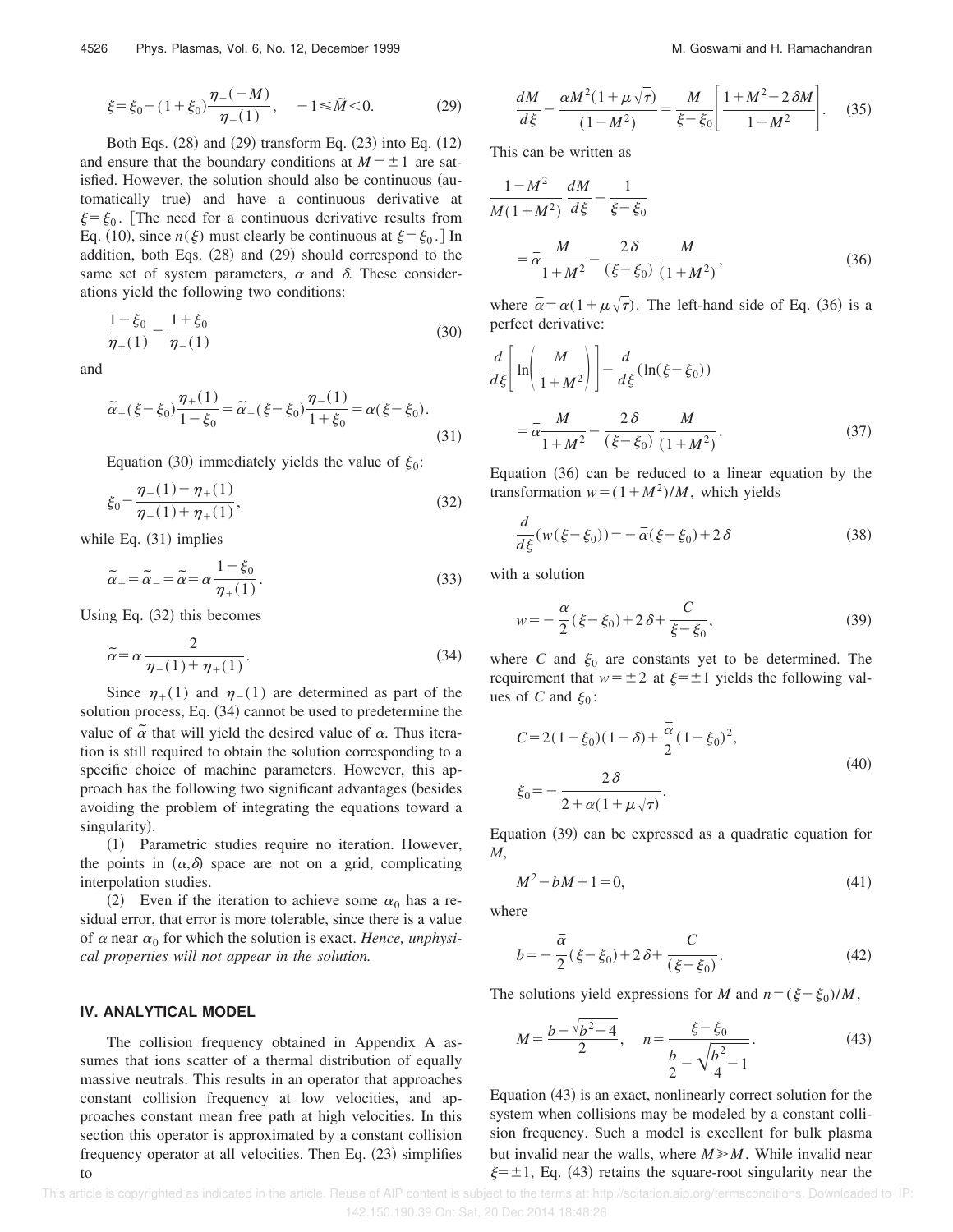$$\xi = \xi_0 - (1+\xi_0)\frac{\eta_-(-M)}{\eta_-(1)}, \quad -1 \leqslant \tilde{M} < 0. \tag{29}$$

Both Eqs. (28) and (29) transform Eq. (23) into Eq. (12) and ensure that the boundary conditions at $M = \pm 1$ are satisfied. However, the solution should also be continuous (automatically true) and have a continuous derivative at $\xi = \xi_0$. [The need for a continuous derivative results from Eq. (10), since $n(\xi)$ must clearly be continuous at $\xi = \xi_0$.] In addition, both Eqs. (28) and (29) should correspond to the same set of system parameters, $\alpha$ and $\delta$. These considerations yield the following two conditions:

$$\frac{1-\xi_0}{\eta_+(1)} = \frac{1+\xi_0}{\eta_-(1)} \tag{30}$$

and

$$\tilde{\alpha}_+(\xi-\xi_0)\frac{\eta_+(1)}{1-\xi_0} = \tilde{\alpha}_-(\xi-\xi_0)\frac{\eta_-(1)}{1+\xi_0} = \alpha(\xi-\xi_0). \tag{31}$$

Equation (30) immediately yields the value of $\xi_0$:

$$\xi_0 = \frac{\eta_-(1)-\eta_+(1)}{\eta_-(1)+\eta_+(1)}, \tag{32}$$

while Eq. (31) implies

$$\tilde{\alpha}_+ = \tilde{\alpha}_- = \tilde{\alpha} = \alpha\frac{1-\xi_0}{\eta_+(1)}. \tag{33}$$

Using Eq. (32) this becomes

$$\tilde{\alpha} = \alpha\frac{2}{\eta_-(1)+\eta_+(1)}. \tag{34}$$

Since $\eta_+(1)$ and $\eta_-(1)$ are determined as part of the solution process, Eq. (34) cannot be used to predetermine the value of $\tilde{\alpha}$ that will yield the desired value of $\alpha$. Thus iteration is still required to obtain the solution corresponding to a specific choice of machine parameters. However, this approach has the following two significant advantages (besides avoiding the problem of integrating the equations toward a singularity).

(1) Parametric studies require no iteration. However, the points in $(\alpha,\delta)$ space are not on a grid, complicating interpolation studies.

(2) Even if the iteration to achieve some $\alpha_0$ has a residual error, that error is more tolerable, since there is a value of $\alpha$ near $\alpha_0$ for which the solution is exact. *Hence, unphysical properties will not appear in the solution.*

## IV. ANALYTICAL MODEL

The collision frequency obtained in Appendix A assumes that ions scatter of a thermal distribution of equally massive neutrals. This results in an operator that approaches constant collision frequency at low velocities, and approaches constant mean free path at high velocities. In this section this operator is approximated by a constant collision frequency operator at all velocities. Then Eq. (23) simplifies to

$$\frac{dM}{d\xi} - \frac{\alpha M^2(1+\mu\sqrt{\tau})}{(1-M^2)} = \frac{M}{\xi-\xi_0}\left[\frac{1+M^2-2\delta M}{1-M^2}\right]. \tag{35}$$

This can be written as

$$\frac{1-M^2}{M(1+M^2)}\frac{dM}{d\xi} - \frac{1}{\xi-\xi_0} = \bar{\alpha}\frac{M}{1+M^2} - \frac{2\delta}{(\xi-\xi_0)}\frac{M}{(1+M^2)}, \tag{36}$$

where $\bar{\alpha} = \alpha(1+\mu\sqrt{\tau})$. The left-hand side of Eq. (36) is a perfect derivative:

$$\frac{d}{d\xi}\left[\ln\left(\frac{M}{1+M^2}\right)\right] - \frac{d}{d\xi}(\ln(\xi-\xi_0)) = \bar{\alpha}\frac{M}{1+M^2} - \frac{2\delta}{(\xi-\xi_0)}\frac{M}{(1+M^2)}. \tag{37}$$

Equation (36) can be reduced to a linear equation by the transformation $w = (1+M^2)/M$, which yields

$$\frac{d}{d\xi}(w(\xi-\xi_0)) = -\bar{\alpha}(\xi-\xi_0) + 2\delta \tag{38}$$

with a solution

$$w = -\frac{\bar{\alpha}}{2}(\xi-\xi_0) + 2\delta + \frac{C}{\xi-\xi_0}, \tag{39}$$

where $C$ and $\xi_0$ are constants yet to be determined. The requirement that $w = \pm 2$ at $\xi = \pm 1$ yields the following values of $C$ and $\xi_0$:

$$C = 2(1-\xi_0)(1-\delta) + \frac{\bar{\alpha}}{2}(1-\xi_0)^2,$$
$$\xi_0 = -\frac{2\delta}{2+\alpha(1+\mu\sqrt{\tau})}. \tag{40}$$

Equation (39) can be expressed as a quadratic equation for $M$,

$$M^2 - bM + 1 = 0, \tag{41}$$

where

$$b = -\frac{\bar{\alpha}}{2}(\xi-\xi_0) + 2\delta + \frac{C}{(\xi-\xi_0)}. \tag{42}$$

The solutions yield expressions for $M$ and $n = (\xi-\xi_0)/M$,

$$M = \frac{b-\sqrt{b^2-4}}{2}, \quad n = \frac{\xi-\xi_0}{\frac{b}{2}-\sqrt{\frac{b^2}{4}-1}}. \tag{43}$$

Equation (43) is an exact, nonlinearly correct solution for the system when collisions may be modeled by a constant collision frequency. Such a model is excellent for bulk plasma but invalid near the walls, where $M \gg \bar{M}$. While invalid near $\xi = \pm 1$, Eq. (43) retains the square-root singularity near the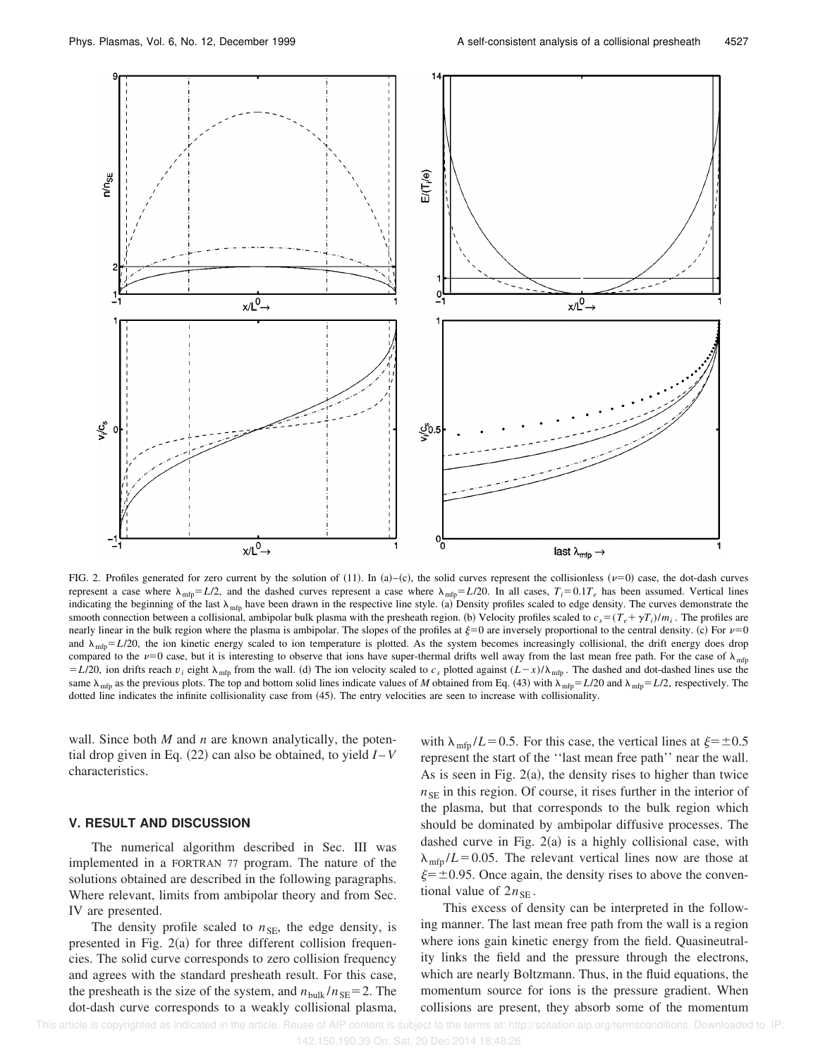FIG. 2. Profiles generated for zero current by the solution of (11). In (a)–(c), the solid curves represent the collisionless ($\nu=0$) case, the dot-dash curves represent a case where $\lambda_{\rm mfp}=L/2$, and the dashed curves represent a case where $\lambda_{\rm mfp}=L/20$. In all cases, $T_i=0.1T_e$ has been assumed. Vertical lines indicating the beginning of the last $\lambda_{\rm mfp}$ have been drawn in the respective line style. (a) Density profiles scaled to edge density. The curves demonstrate the smooth connection between a collisional, ambipolar bulk plasma with the presheath region. (b) Velocity profiles scaled to $c_s=(T_e+\gamma T_i)/m_i$. The profiles are nearly linear in the bulk region where the plasma is ambipolar. The slopes of the profiles at $\xi=0$ are inversely proportional to the central density. (c) For $\nu=0$ and $\lambda_{\rm mfp}=L/20$, the ion kinetic energy scaled to ion temperature is plotted. As the system becomes increasingly collisional, the drift energy does drop compared to the $\nu=0$ case, but it is interesting to observe that ions have super-thermal drifts well away from the last mean free path. For the case of $\lambda_{\rm mfp}=L/20$, ion drifts reach $v_i$ eight $\lambda_{\rm mfp}$ from the wall. (d) The ion velocity scaled to $c_s$ plotted against $(L-x)/\lambda_{\rm mfp}$. The dashed and dot-dashed lines use the same $\lambda_{\rm mfp}$ as the previous plots. The top and bottom solid lines indicate values of $M$ obtained from Eq. (43) with $\lambda_{\rm mfp}=L/20$ and $\lambda_{\rm mfp}=L/2$, respectively. The dotted line indicates the infinite collisionality case from (45). The entry velocities are seen to increase with collisionality.

wall. Since both $M$ and $n$ are known analytically, the potential drop given in Eq. (22) can also be obtained, to yield $I$–$V$ characteristics.

## V. RESULT AND DISCUSSION

The numerical algorithm described in Sec. III was implemented in a FORTRAN 77 program. The nature of the solutions obtained are described in the following paragraphs. Where relevant, limits from ambipolar theory and from Sec. IV are presented.

The density profile scaled to $n_{\rm SE}$, the edge density, is presented in Fig. 2(a) for three different collision frequencies. The solid curve corresponds to zero collision frequency and agrees with the standard presheath result. For this case, the presheath is the size of the system, and $n_{\rm bulk}/n_{\rm SE}=2$. The dot-dash curve corresponds to a weakly collisional plasma, with $\lambda_{\rm mfp}/L=0.5$. For this case, the vertical lines at $\xi=\pm0.5$ represent the start of the ''last mean free path'' near the wall. As is seen in Fig. 2(a), the density rises to higher than twice $n_{\rm SE}$ in this region. Of course, it rises further in the interior of the plasma, but that corresponds to the bulk region which should be dominated by ambipolar diffusive processes. The dashed curve in Fig. 2(a) is a highly collisional case, with $\lambda_{\rm mfp}/L=0.05$. The relevant vertical lines now are those at $\xi=\pm0.95$. Once again, the density rises to above the conventional value of $2n_{\rm SE}$.

This excess of density can be interpreted in the following manner. The last mean free path from the wall is a region where ions gain kinetic energy from the field. Quasineutrality links the field and the pressure through the electrons, which are nearly Boltzmann. Thus, in the fluid equations, the momentum source for ions is the pressure gradient. When collisions are present, they absorb some of the momentum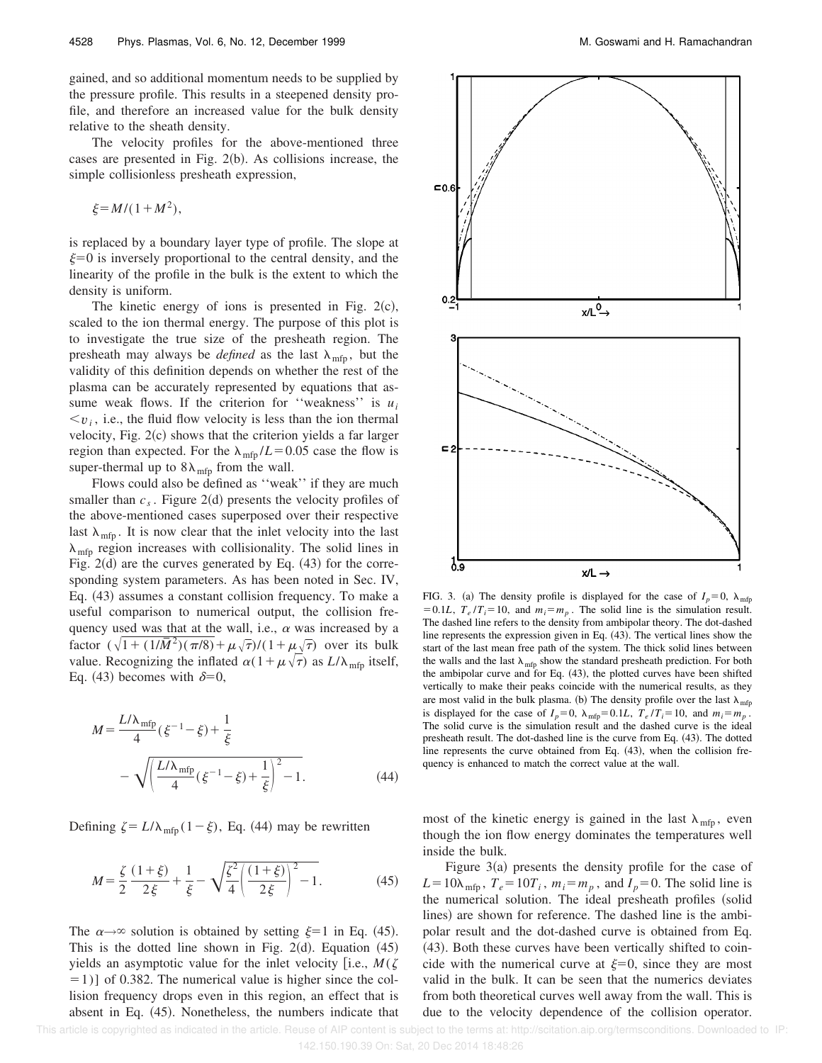gained, and so additional momentum needs to be supplied by the pressure profile. This results in a steepened density profile, and therefore an increased value for the bulk density relative to the sheath density.

The velocity profiles for the above-mentioned three cases are presented in Fig. 2(b). As collisions increase, the simple collisionless presheath expression,

$$\xi = M/(1+M^2),$$

is replaced by a boundary layer type of profile. The slope at $\xi=0$ is inversely proportional to the central density, and the linearity of the profile in the bulk is the extent to which the density is uniform.

The kinetic energy of ions is presented in Fig. 2(c), scaled to the ion thermal energy. The purpose of this plot is to investigate the true size of the presheath region. The presheath may always be *defined* as the last $\lambda_{\mathrm{mfp}}$, but the validity of this definition depends on whether the rest of the plasma can be accurately represented by equations that assume weak flows. If the criterion for ''weakness'' is $u_i < v_i$, i.e., the fluid flow velocity is less than the ion thermal velocity, Fig. 2(c) shows that the criterion yields a far larger region than expected. For the $\lambda_{\mathrm{mfp}}/L=0.05$ case the flow is super-thermal up to $8\lambda_{\mathrm{mfp}}$ from the wall.

Flows could also be defined as ''weak'' if they are much smaller than $c_s$. Figure 2(d) presents the velocity profiles of the above-mentioned cases superposed over their respective last $\lambda_{\mathrm{mfp}}$. It is now clear that the inlet velocity into the last $\lambda_{\mathrm{mfp}}$ region increases with collisionality. The solid lines in Fig. 2(d) are the curves generated by Eq. (43) for the corresponding system parameters. As has been noted in Sec. IV, Eq. (43) assumes a constant collision frequency. To make a useful comparison to numerical output, the collision frequency used was that at the wall, i.e., $\alpha$ was increased by a factor $(\sqrt{1+(1/\bar{M}^2)(\pi/8)}+\mu\sqrt{\tau})/(1+\mu\sqrt{\tau})$ over its bulk value. Recognizing the inflated $\alpha(1+\mu\sqrt{\tau})$ as $L/\lambda_{\mathrm{mfp}}$ itself, Eq. (43) becomes with $\delta=0$,

$$M=\frac{L/\lambda_{\mathrm{mfp}}}{4}(\xi^{-1}-\xi)+\frac{1}{\xi}-\sqrt{\left(\frac{L/\lambda_{\mathrm{mfp}}}{4}(\xi^{-1}-\xi)+\frac{1}{\xi}\right)^2-1}. \tag{44}$$

Defining $\zeta=L/\lambda_{\mathrm{mfp}}(1-\xi)$, Eq. (44) may be rewritten

$$M=\frac{\zeta}{2}\frac{(1+\xi)}{2\xi}+\frac{1}{\xi}-\sqrt{\frac{\zeta^2}{4}\left(\frac{(1+\xi)}{2\xi}\right)^2-1}. \tag{45}$$

The $\alpha\to\infty$ solution is obtained by setting $\xi=1$ in Eq. (45). This is the dotted line shown in Fig. 2(d). Equation (45) yields an asymptotic value for the inlet velocity [i.e., $M(\zeta=1)$] of 0.382. The numerical value is higher since the collision frequency drops even in this region, an effect that is absent in Eq. (45). Nonetheless, the numbers indicate that most of the kinetic energy is gained in the last $\lambda_{\mathrm{mfp}}$, even though the ion flow energy dominates the temperatures well inside the bulk.

FIG. 3. (a) The density profile is displayed for the case of $I_p=0$, $\lambda_{\mathrm{mfp}}=0.1L$, $T_e/T_i=10$, and $m_i=m_p$. The solid line is the simulation result. The dashed line refers to the density from ambipolar theory. The dot-dashed line represents the expression given in Eq. (43). The vertical lines show the start of the last mean free path of the system. The thick solid lines between the walls and the last $\lambda_{\mathrm{mfp}}$ show the standard presheath prediction. For both the ambipolar curve and for Eq. (43), the plotted curves have been shifted vertically to make their peaks coincide with the numerical results, as they are most valid in the bulk plasma. (b) The density profile over the last $\lambda_{\mathrm{mfp}}$ is displayed for the case of $I_p=0$, $\lambda_{\mathrm{mfp}}=0.1L$, $T_e/T_i=10$, and $m_i=m_p$. The solid curve is the simulation result and the dashed curve is the ideal presheath result. The dot-dashed line is the curve from Eq. (43). The dotted line represents the curve obtained from Eq. (43), when the collision frequency is enhanced to match the correct value at the wall.

Figure 3(a) presents the density profile for the case of $L=10\lambda_{\mathrm{mfp}}$, $T_e=10T_i$, $m_i=m_p$, and $I_p=0$. The solid line is the numerical solution. The ideal presheath profiles (solid lines) are shown for reference. The dashed line is the ambipolar result and the dot-dashed curve is obtained from Eq. (43). Both these curves have been vertically shifted to coincide with the numerical curve at $\xi=0$, since they are most valid in the bulk. It can be seen that the numerics deviates from both theoretical curves well away from the wall. This is due to the velocity dependence of the collision operator.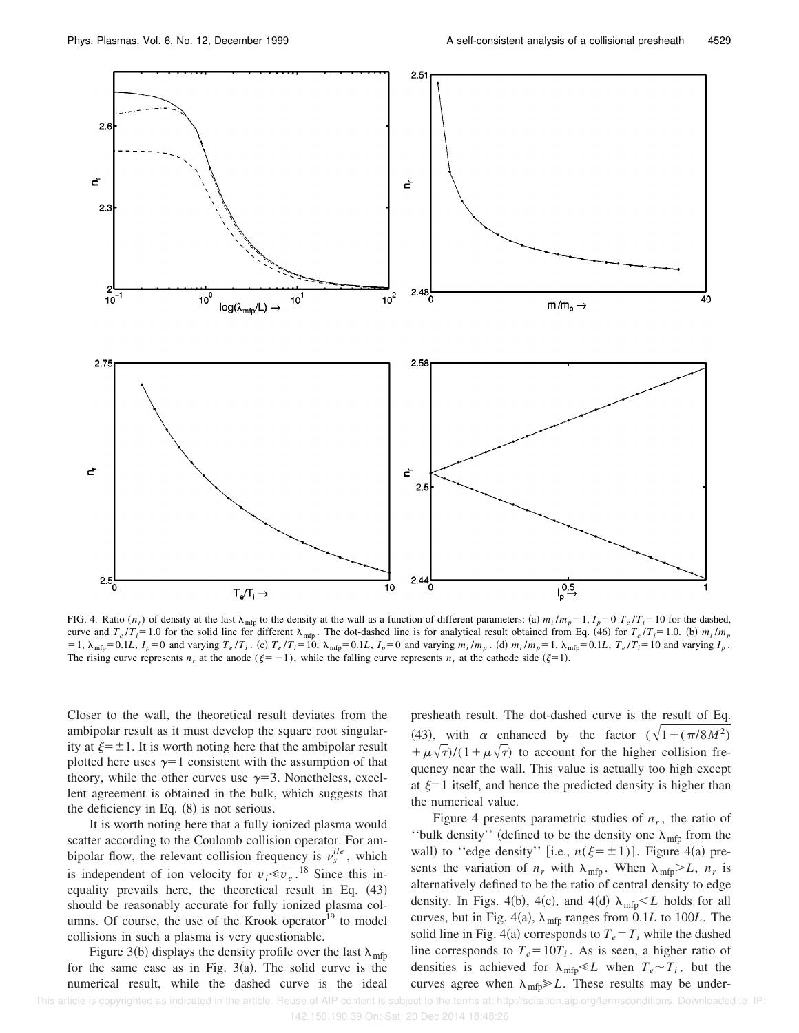FIG. 4. Ratio ($n_r$) of density at the last $\lambda_{\text{mfp}}$ to the density at the wall as a function of different parameters: (a) $m_i/m_p=1$, $I_p=0$ $T_e/T_i=10$ for the dashed, curve and $T_e/T_i=1.0$ for the solid line for different $\lambda_{\text{mfp}}$. The dot-dashed line is for analytical result obtained from Eq. (46) for $T_e/T_i=1.0$. (b) $m_i/m_p=1$, $\lambda_{\text{mfp}}=0.1L$, $I_p=0$ and varying $T_e/T_i$. (c) $T_e/T_i=10$, $\lambda_{\text{mfp}}=0.1L$, $I_p=0$ and varying $m_i/m_p$. (d) $m_i/m_p=1$, $\lambda_{\text{mfp}}=0.1L$, $T_e/T_i=10$ and varying $I_p$. The rising curve represents $n_r$ at the anode ($\xi=-1$), while the falling curve represents $n_r$ at the cathode side ($\xi=1$).

Closer to the wall, the theoretical result deviates from the ambipolar result as it must develop the square root singularity at $\xi=\pm 1$. It is worth noting here that the ambipolar result plotted here uses $\gamma=1$ consistent with the assumption of that theory, while the other curves use $\gamma=3$. Nonetheless, excellent agreement is obtained in the bulk, which suggests that the deficiency in Eq. (8) is not serious.

It is worth noting here that a fully ionized plasma would scatter according to the Coulomb collision operator. For ambipolar flow, the relevant collision frequency is $\nu_s^{i/e}$, which is independent of ion velocity for $v_i \ll \bar{v}_e$.[18] Since this inequality prevails here, the theoretical result in Eq. (43) should be reasonably accurate for fully ionized plasma columns. Of course, the use of the Krook operator[19] to model collisions in such a plasma is very questionable.

Figure 3(b) displays the density profile over the last $\lambda_{\text{mfp}}$ for the same case as in Fig. 3(a). The solid curve is the numerical result, while the dashed curve is the ideal presheath result. The dot-dashed curve is the result of Eq. (43), with $\alpha$ enhanced by the factor $(\sqrt{1+(\pi/8\bar{M}^2)}+\mu\sqrt{\tau})/(1+\mu\sqrt{\tau})$ to account for the higher collision frequency near the wall. This value is actually too high except at $\xi=1$ itself, and hence the predicted density is higher than the numerical value.

Figure 4 presents parametric studies of $n_r$, the ratio of "bulk density" (defined to be the density one $\lambda_{\text{mfp}}$ from the wall) to "edge density" [i.e., $n(\xi=\pm 1)$]. Figure 4(a) presents the variation of $n_r$ with $\lambda_{\text{mfp}}$. When $\lambda_{\text{mfp}}>L$, $n_r$ is alternatively defined to be the ratio of central density to edge density. In Figs. 4(b), 4(c), and 4(d) $\lambda_{\text{mfp}}<L$ holds for all curves, but in Fig. 4(a), $\lambda_{\text{mfp}}$ ranges from $0.1L$ to $100L$. The solid line in Fig. 4(a) corresponds to $T_e=T_i$ while the dashed line corresponds to $T_e=10T_i$. As is seen, a higher ratio of densities is achieved for $\lambda_{\text{mfp}} \ll L$ when $T_e \sim T_i$, but the curves agree when $\lambda_{\text{mfp}} \gg L$. These results may be under-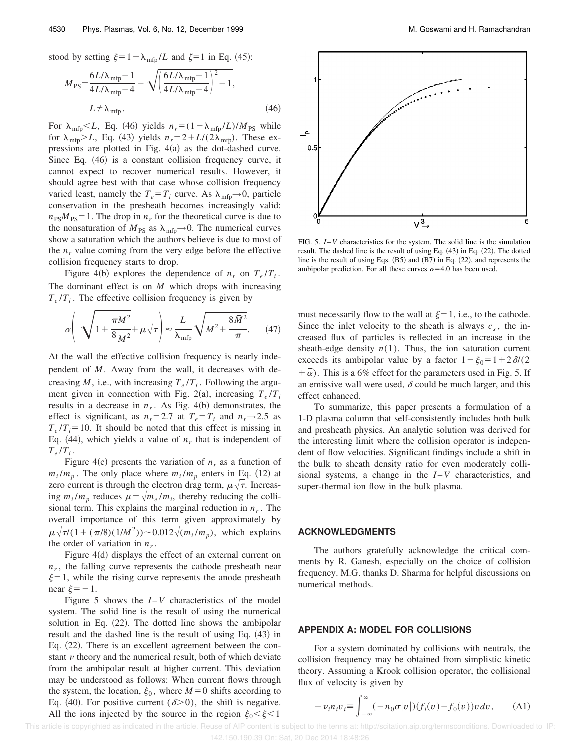stood by setting $\xi = 1 - \lambda_{\rm mfp}/L$ and $\zeta = 1$ in Eq. (45):

$$M_{\rm PS} = \frac{6L/\lambda_{\rm mfp} - 1}{4L/\lambda_{\rm mfp} - 4} - \sqrt{\left(\frac{6L/\lambda_{\rm mfp} - 1}{4L/\lambda_{\rm mfp} - 4}\right)^2 - 1},$$

$$L \neq \lambda_{\rm mfp}. \qquad (46)$$

For $\lambda_{\rm mfp} < L$, Eq. (46) yields $n_r = (1 - \lambda_{\rm mfp}/L)/M_{\rm PS}$ while for $\lambda_{\rm mfp} > L$, Eq. (43) yields $n_r = 2 + L/(2\lambda_{\rm mfp})$. These expressions are plotted in Fig. 4(a) as the dot-dashed curve. Since Eq. (46) is a constant collision frequency curve, it cannot expect to recover numerical results. However, it should agree best with that case whose collision frequency varied least, namely the $T_e = T_i$ curve. As $\lambda_{\rm mfp} \to 0$, particle conservation in the presheath becomes increasingly valid: $n_{\rm PS} M_{\rm PS} = 1$. The drop in $n_r$ for the theoretical curve is due to the nonsaturation of $M_{\rm PS}$ as $\lambda_{\rm mfp} \to 0$. The numerical curves show a saturation which the authors believe is due to most of the $n_r$ value coming from the very edge before the effective collision frequency starts to drop.

Figure 4(b) explores the dependence of $n_r$ on $T_e/T_i$. The dominant effect is on $\bar{M}$ which drops with increasing $T_e/T_i$. The effective collision frequency is given by

$$\alpha\left(\sqrt{1 + \frac{\pi M^2}{8\bar{M}^2}} + \mu\sqrt{\tau}\right) \approx \frac{L}{\lambda_{\rm mfp}}\sqrt{M^2 + \frac{8\bar{M}^2}{\pi}}. \qquad (47)$$

At the wall the effective collision frequency is nearly independent of $\bar{M}$. Away from the wall, it decreases with decreasing $\bar{M}$, i.e., with increasing $T_e/T_i$. Following the argument given in connection with Fig. 2(a), increasing $T_e/T_i$ results in a decrease in $n_r$. As Fig. 4(b) demonstrates, the effect is significant, as $n_r = 2.7$ at $T_e = T_i$ and $n_r \to 2.5$ as $T_e/T_i = 10$. It should be noted that this effect is missing in Eq. (44), which yields a value of $n_r$ that is independent of $T_e/T_i$.

Figure 4(c) presents the variation of $n_r$ as a function of $m_i/m_p$. The only place where $m_i/m_p$ enters in Eq. (12) at zero current is through the electron drag term, $\mu\sqrt{\tau}$. Increasing $m_i/m_p$ reduces $\mu = \sqrt{m_e/m_i}$, thereby reducing the collisional term. This explains the marginal reduction in $n_r$. The overall importance of this term given approximately by $\mu\sqrt{\tau}/(1 + (\pi/8)(1/\bar{M}^2)) \sim 0.012\sqrt{(m_i/m_p)}$, which explains the order of variation in $n_r$.

Figure 4(d) displays the effect of an external current on $n_r$, the falling curve represents the cathode presheath near $\xi = 1$, while the rising curve represents the anode presheath near $\xi = -1$.

Figure 5 shows the $I$–$V$ characteristics of the model system. The solid line is the result of using the numerical solution in Eq. (22). The dotted line shows the ambipolar result and the dashed line is the result of using Eq. (43) in Eq. (22). There is an excellent agreement between the constant $\nu$ theory and the numerical result, both of which deviate from the ambipolar result at higher current. This deviation may be understood as follows: When current flows through the system, the location, $\xi_0$, where $M = 0$ shifts according to Eq. (40). For positive current ($\delta > 0$), the shift is negative. All the ions injected by the source in the region $\xi_0 < \xi < 1$ must necessarily flow to the wall at $\xi = 1$, i.e., to the cathode. Since the inlet velocity to the sheath is always $c_s$, the increased flux of particles is reflected in an increase in the sheath-edge density $n(1)$. Thus, the ion saturation current exceeds its ambipolar value by a factor $1 - \xi_0 = 1 + 2\delta/(2 + \bar{\alpha})$. This is a 6% effect for the parameters used in Fig. 5. If an emissive wall were used, $\delta$ could be much larger, and this effect enhanced.

FIG. 5. $I$–$V$ characteristics for the system. The solid line is the simulation result. The dashed line is the result of using Eq. (43) in Eq. (22). The dotted line is the result of using Eqs. (B5) and (B7) in Eq. (22), and represents the ambipolar prediction. For all these curves $\alpha = 4.0$ has been used.

To summarize, this paper presents a formulation of a 1-D plasma column that self-consistently includes both bulk and presheath physics. An analytic solution was derived for the interesting limit where the collision operator is independent of flow velocities. Significant findings include a shift in the bulk to sheath density ratio for even moderately collisional systems, a change in the $I$–$V$ characteristics, and super-thermal ion flow in the bulk plasma.

## ACKNOWLEDGMENTS

The authors gratefully acknowledge the critical comments by R. Ganesh, especially on the choice of collision frequency. M.G. thanks D. Sharma for helpful discussions on numerical methods.

## APPENDIX A: MODEL FOR COLLISIONS

For a system dominated by collisions with neutrals, the collision frequency may be obtained from simplistic kinetic theory. Assuming a Krook collision operator, the collisional flux of velocity is given by

$$-\nu_i n_i v_i \equiv \int_{-\infty}^{\infty} (-n_0\sigma|v|)(f_i(v) - f_0(v)) v\, dv, \qquad (A1)$$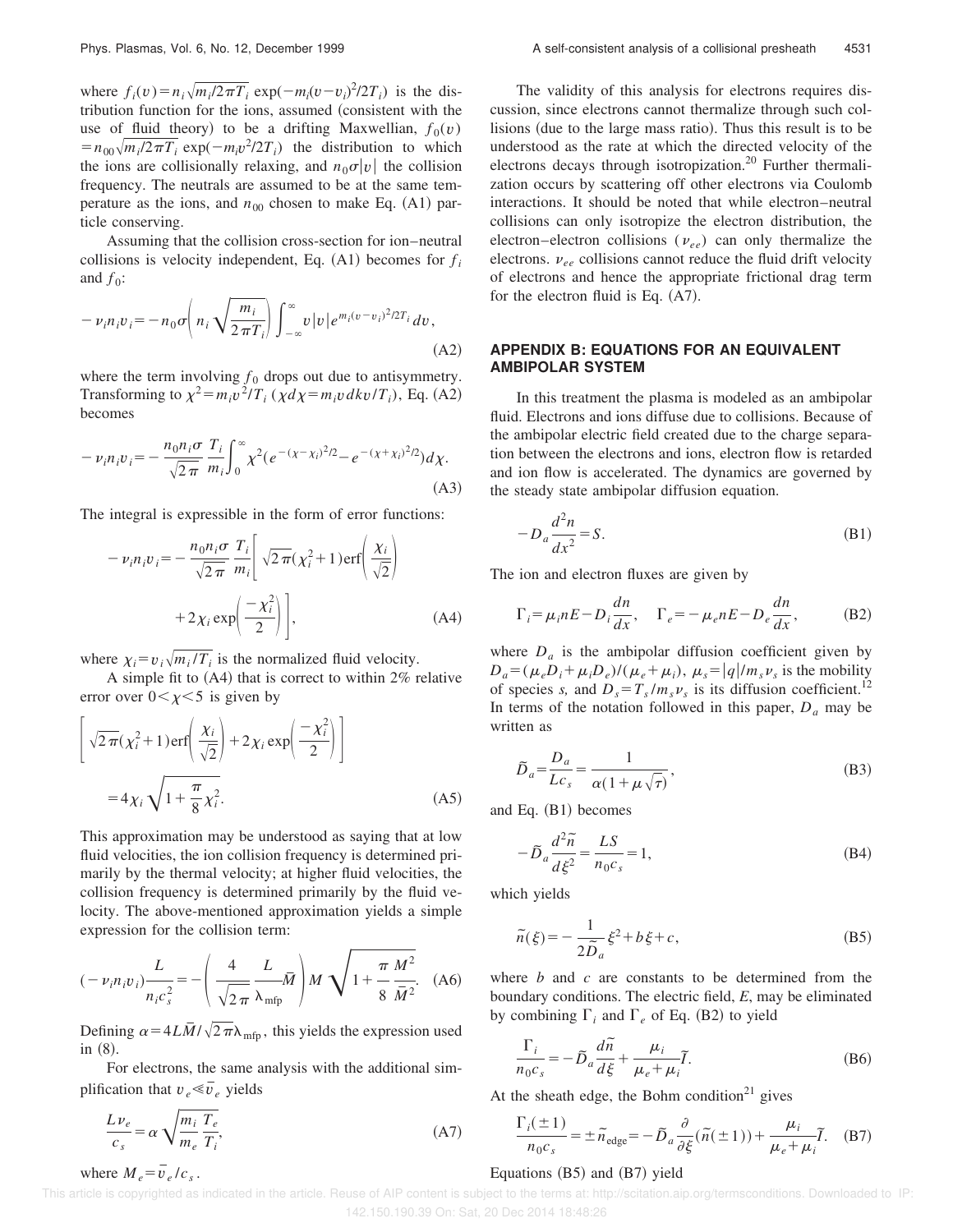where $f_i(v) = n_i\sqrt{m_i/2\pi T_i}\,\exp(-m_i(v-v_i)^2/2T_i)$ is the distribution function for the ions, assumed (consistent with the use of fluid theory) to be a drifting Maxwellian, $f_0(v) = n_{00}\sqrt{m_i/2\pi T_i}\,\exp(-m_i v^2/2T_i)$ the distribution to which the ions are collisionally relaxing, and $n_0\sigma|v|$ the collision frequency. The neutrals are assumed to be at the same temperature as the ions, and $n_{00}$ chosen to make Eq. (A1) particle conserving.

Assuming that the collision cross-section for ion–neutral collisions is velocity independent, Eq. (A1) becomes for $f_i$ and $f_0$:

$$-\nu_i n_i v_i = -n_0\sigma\left(n_i\sqrt{\frac{m_i}{2\pi T_i}}\right)\int_{-\infty}^{\infty} v|v|e^{m_i(v-v_i)^2/2T_i}\,dv, \tag{A2}$$

where the term involving $f_0$ drops out due to antisymmetry. Transforming to $\chi^2 = m_i v^2/T_i$ ($\chi d\chi = m_i v\,dkv/T_i$), Eq. (A2) becomes

$$-\nu_i n_i v_i = -\frac{n_0 n_i \sigma}{\sqrt{2\pi}}\frac{T_i}{m_i}\int_0^{\infty}\chi^2\left(e^{-(\chi-\chi_i)^2/2} - e^{-(\chi+\chi_i)^2/2}\right)d\chi. \tag{A3}$$

The integral is expressible in the form of error functions:

$$-\nu_i n_i v_i = -\frac{n_0 n_i \sigma}{\sqrt{2\pi}}\frac{T_i}{m_i}\left[\sqrt{2\pi}(\chi_i^2+1)\,\mathrm{erf}\left(\frac{\chi_i}{\sqrt{2}}\right) + 2\chi_i\exp\left(\frac{-\chi_i^2}{2}\right)\right], \tag{A4}$$

where $\chi_i = v_i\sqrt{m_i/T_i}$ is the normalized fluid velocity.

A simple fit to (A4) that is correct to within 2% relative error over $0<\chi<5$ is given by

$$\left[\sqrt{2\pi}(\chi_i^2+1)\,\mathrm{erf}\left(\frac{\chi_i}{\sqrt{2}}\right) + 2\chi_i\exp\left(\frac{-\chi_i^2}{2}\right)\right] = 4\chi_i\sqrt{1+\frac{\pi}{8}\chi_i^2}. \tag{A5}$$

This approximation may be understood as saying that at low fluid velocities, the ion collision frequency is determined primarily by the thermal velocity; at higher fluid velocities, the collision frequency is determined primarily by the fluid velocity. The above-mentioned approximation yields a simple expression for the collision term:

$$(-\nu_i n_i v_i)\frac{L}{n_i c_s^2} = -\left(\frac{4}{\sqrt{2\pi}}\frac{L}{\lambda_{\mathrm{mfp}}}\bar{M}\right)M\sqrt{1+\frac{\pi}{8}\frac{M^2}{\bar{M}^2}}. \tag{A6}$$

Defining $\alpha = 4L\bar{M}/\sqrt{2\pi}\lambda_{\mathrm{mfp}}$, this yields the expression used in (8).

For electrons, the same analysis with the additional simplification that $v_e \ll \bar{v}_e$ yields

$$\frac{L\nu_e}{c_s} = \alpha\sqrt{\frac{m_i}{m_e}\frac{T_e}{T_i}}, \tag{A7}$$

where $M_e = \bar{v}_e/c_s$.

The validity of this analysis for electrons requires discussion, since electrons cannot thermalize through such collisions (due to the large mass ratio). Thus this result is to be understood as the rate at which the directed velocity of the electrons decays through isotropization.[20] Further thermalization occurs by scattering off other electrons via Coulomb interactions. It should be noted that while electron–neutral collisions can only isotropize the electron distribution, the electron–electron collisions ($\nu_{ee}$) can only thermalize the electrons. $\nu_{ee}$ collisions cannot reduce the fluid drift velocity of electrons and hence the appropriate frictional drag term for the electron fluid is Eq. (A7).

## APPENDIX B: EQUATIONS FOR AN EQUIVALENT AMBIPOLAR SYSTEM

In this treatment the plasma is modeled as an ambipolar fluid. Electrons and ions diffuse due to collisions. Because of the ambipolar electric field created due to the charge separation between the electrons and ions, electron flow is retarded and ion flow is accelerated. The dynamics are governed by the steady state ambipolar diffusion equation.

$$-D_a\frac{d^2 n}{dx^2} = S. \tag{B1}$$

The ion and electron fluxes are given by

$$\Gamma_i = \mu_i n E - D_i\frac{dn}{dx}, \quad \Gamma_e = -\mu_e n E - D_e\frac{dn}{dx}, \tag{B2}$$

where $D_a$ is the ambipolar diffusion coefficient given by $D_a = (\mu_e D_i + \mu_i D_e)/(\mu_e + \mu_i)$, $\mu_s = |q|/m_s\nu_s$ is the mobility of species $s$, and $D_s = T_s/m_s\nu_s$ is its diffusion coefficient.[12] In terms of the notation followed in this paper, $D_a$ may be written as

$$\tilde{D}_a = \frac{D_a}{Lc_s} = \frac{1}{\alpha(1+\mu\sqrt{\tau})}, \tag{B3}$$

and Eq. (B1) becomes

$$-\tilde{D}_a\frac{d^2\tilde{n}}{d\xi^2} = \frac{LS}{n_0 c_s} = 1, \tag{B4}$$

which yields

$$\tilde{n}(\xi) = -\frac{1}{2\tilde{D}_a}\xi^2 + b\xi + c, \tag{B5}$$

where $b$ and $c$ are constants to be determined from the boundary conditions. The electric field, $E$, may be eliminated by combining $\Gamma_i$ and $\Gamma_e$ of Eq. (B2) to yield

$$\frac{\Gamma_i}{n_0 c_s} = -\tilde{D}_a\frac{d\tilde{n}}{d\xi} + \frac{\mu_i}{\mu_e+\mu_i}\tilde{I}. \tag{B6}$$

At the sheath edge, the Bohm condition[21] gives

$$\frac{\Gamma_i(\pm 1)}{n_0 c_s} = \pm\tilde{n}_{\mathrm{edge}} = -\tilde{D}_a\frac{\partial}{\partial\xi}(\tilde{n}(\pm 1)) + \frac{\mu_i}{\mu_e+\mu_i}\tilde{I}. \tag{B7}$$

Equations (B5) and (B7) yield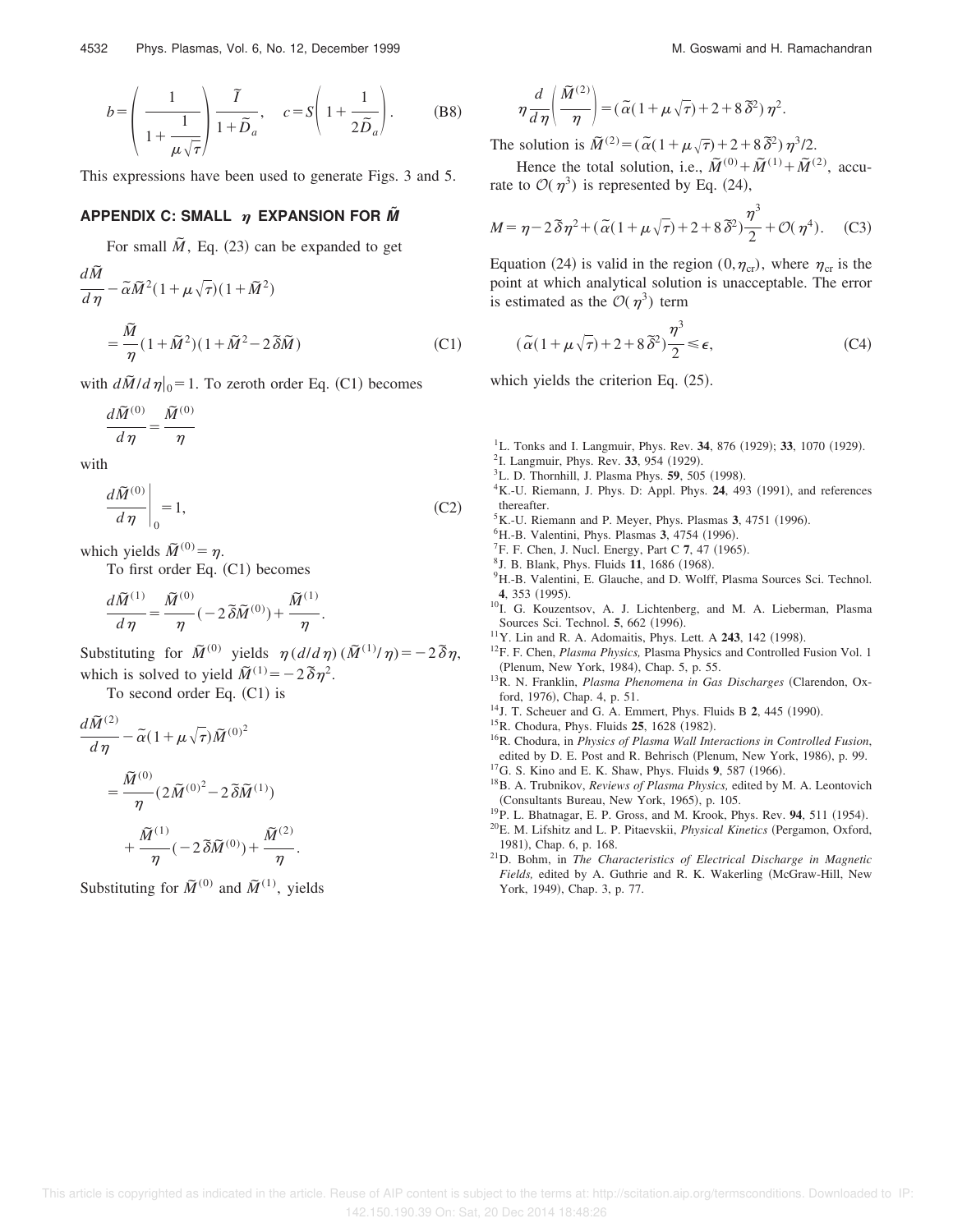$$b = \left( \frac{1}{1 + \dfrac{1}{\mu\sqrt{\tau}}} \right) \frac{\tilde{I}}{1+\tilde{D}_a}, \quad c = S\left(1 + \frac{1}{2\tilde{D}_a}\right). \tag{B8}$$

This expressions have been used to generate Figs. 3 and 5.

## APPENDIX C: SMALL $\eta$ EXPANSION FOR $\tilde{M}$

For small $\tilde{M}$, Eq. (23) can be expanded to get

$$\frac{d\tilde{M}}{d\eta} - \tilde{\alpha}\tilde{M}^2(1+\mu\sqrt{\tau})(1+\tilde{M}^2) = \frac{\tilde{M}}{\eta}(1+\tilde{M}^2)(1+\tilde{M}^2 - 2\tilde{\delta}\tilde{M}) \tag{C1}$$

with $d\tilde{M}/d\eta|_0 = 1$. To zeroth order Eq. (C1) becomes

$$\frac{d\tilde{M}^{(0)}}{d\eta} = \frac{\tilde{M}^{(0)}}{\eta}$$

with

$$\left.\frac{d\tilde{M}^{(0)}}{d\eta}\right|_0 = 1, \tag{C2}$$

which yields $\tilde{M}^{(0)} = \eta$.

To first order Eq. (C1) becomes

$$\frac{d\tilde{M}^{(1)}}{d\eta} = \frac{\tilde{M}^{(0)}}{\eta}(-2\tilde{\delta}\tilde{M}^{(0)}) + \frac{\tilde{M}^{(1)}}{\eta}.$$

Substituting for $\tilde{M}^{(0)}$ yields $\eta(d/d\eta)(\tilde{M}^{(1)}/\eta) = -2\tilde{\delta}\eta$, which is solved to yield $\tilde{M}^{(1)} = -2\tilde{\delta}\eta^2$.

To second order Eq. (C1) is

$$\frac{d\tilde{M}^{(2)}}{d\eta} - \tilde{\alpha}(1+\mu\sqrt{\tau})\tilde{M}^{(0)^2} = \frac{\tilde{M}^{(0)}}{\eta}(2\tilde{M}^{(0)^2} - 2\tilde{\delta}\tilde{M}^{(1)}) + \frac{\tilde{M}^{(1)}}{\eta}(-2\tilde{\delta}\tilde{M}^{(0)}) + \frac{\tilde{M}^{(2)}}{\eta}.$$

Substituting for $\tilde{M}^{(0)}$ and $\tilde{M}^{(1)}$, yields

$$\eta\frac{d}{d\eta}\left(\frac{\tilde{M}^{(2)}}{\eta}\right) = (\tilde{\alpha}(1+\mu\sqrt{\tau}) + 2 + 8\tilde{\delta}^2)\eta^2.$$

The solution is $\tilde{M}^{(2)} = (\tilde{\alpha}(1+\mu\sqrt{\tau}) + 2 + 8\tilde{\delta}^2)\eta^3/2$.

Hence the total solution, i.e., $\tilde{M}^{(0)} + \tilde{M}^{(1)} + \tilde{M}^{(2)}$, accurate to $\mathcal{O}(\eta^3)$ is represented by Eq. (24),

$$M = \eta - 2\tilde{\delta}\eta^2 + (\tilde{\alpha}(1+\mu\sqrt{\tau}) + 2 + 8\tilde{\delta}^2)\frac{\eta^3}{2} + \mathcal{O}(\eta^4). \tag{C3}$$

Equation (24) is valid in the region $(0, \eta_{\mathrm{cr}})$, where $\eta_{\mathrm{cr}}$ is the point at which analytical solution is unacceptable. The error is estimated as the $\mathcal{O}(\eta^3)$ term

$$(\tilde{\alpha}(1+\mu\sqrt{\tau}) + 2 + 8\tilde{\delta}^2)\frac{\eta^3}{2} \leqslant \epsilon, \tag{C4}$$

which yields the criterion Eq. (25).

[1] L. Tonks and I. Langmuir, Phys. Rev. **34**, 876 (1929); **33**, 1070 (1929).
[2] I. Langmuir, Phys. Rev. **33**, 954 (1929).
[3] L. D. Thornhill, J. Plasma Phys. **59**, 505 (1998).
[4] K.-U. Riemann, J. Phys. D: Appl. Phys. **24**, 493 (1991), and references thereafter.
[5] K.-U. Riemann and P. Meyer, Phys. Plasmas **3**, 4751 (1996).
[6] H.-B. Valentini, Phys. Plasmas **3**, 4754 (1996).
[7] F. F. Chen, J. Nucl. Energy, Part C **7**, 47 (1965).
[8] J. B. Blank, Phys. Fluids **11**, 1686 (1968).
[9] H.-B. Valentini, E. Glauche, and D. Wolff, Plasma Sources Sci. Technol. **4**, 353 (1995).
[10] I. G. Kouzentsov, A. J. Lichtenberg, and M. A. Lieberman, Plasma Sources Sci. Technol. **5**, 662 (1996).
[11] Y. Lin and R. A. Adomaitis, Phys. Lett. A **243**, 142 (1998).
[12] F. F. Chen, *Plasma Physics,* Plasma Physics and Controlled Fusion Vol. 1 (Plenum, New York, 1984), Chap. 5, p. 55.
[13] R. N. Franklin, *Plasma Phenomena in Gas Discharges* (Clarendon, Oxford, 1976), Chap. 4, p. 51.
[14] J. T. Scheuer and G. A. Emmert, Phys. Fluids B **2**, 445 (1990).
[15] R. Chodura, Phys. Fluids **25**, 1628 (1982).
[16] R. Chodura, in *Physics of Plasma Wall Interactions in Controlled Fusion*, edited by D. E. Post and R. Behrisch (Plenum, New York, 1986), p. 99.
[17] G. S. Kino and E. K. Shaw, Phys. Fluids **9**, 587 (1966).
[18] B. A. Trubnikov, *Reviews of Plasma Physics,* edited by M. A. Leontovich (Consultants Bureau, New York, 1965), p. 105.
[19] P. L. Bhatnagar, E. P. Gross, and M. Krook, Phys. Rev. **94**, 511 (1954).
[20] E. M. Lifshitz and L. P. Pitaevskii, *Physical Kinetics* (Pergamon, Oxford, 1981), Chap. 6, p. 168.
[21] D. Bohm, in *The Characteristics of Electrical Discharge in Magnetic Fields,* edited by A. Guthrie and R. K. Wakerling (McGraw-Hill, New York, 1949), Chap. 3, p. 77.